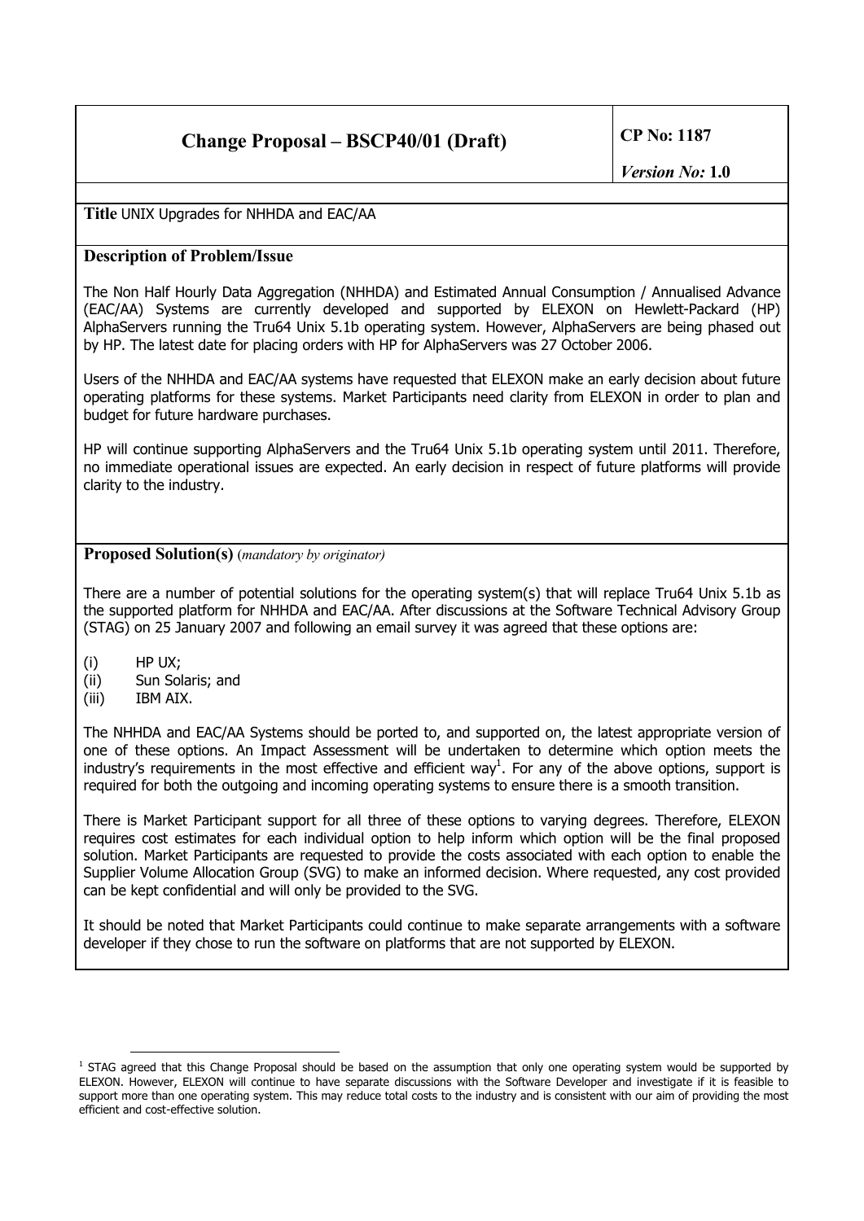# Change Proposal – BSCP40/01 (Draft)

**CP No: 1187**

***Version No:* 1.0**

**Title** UNIX Upgrades for NHHDA and EAC/AA

## Description of Problem/Issue

The Non Half Hourly Data Aggregation (NHHDA) and Estimated Annual Consumption / Annualised Advance (EAC/AA) Systems are currently developed and supported by ELEXON on Hewlett-Packard (HP) AlphaServers running the Tru64 Unix 5.1b operating system. However, AlphaServers are being phased out by HP. The latest date for placing orders with HP for AlphaServers was 27 October 2006.

Users of the NHHDA and EAC/AA systems have requested that ELEXON make an early decision about future operating platforms for these systems. Market Participants need clarity from ELEXON in order to plan and budget for future hardware purchases.

HP will continue supporting AlphaServers and the Tru64 Unix 5.1b operating system until 2011. Therefore, no immediate operational issues are expected. An early decision in respect of future platforms will provide clarity to the industry.

## Proposed Solution(s) *(mandatory by originator)*

There are a number of potential solutions for the operating system(s) that will replace Tru64 Unix 5.1b as the supported platform for NHHDA and EAC/AA. After discussions at the Software Technical Advisory Group (STAG) on 25 January 2007 and following an email survey it was agreed that these options are:

(i) HP UX;
(ii) Sun Solaris; and
(iii) IBM AIX.

The NHHDA and EAC/AA Systems should be ported to, and supported on, the latest appropriate version of one of these options. An Impact Assessment will be undertaken to determine which option meets the industry's requirements in the most effective and efficient way[1]. For any of the above options, support is required for both the outgoing and incoming operating systems to ensure there is a smooth transition.

There is Market Participant support for all three of these options to varying degrees. Therefore, ELEXON requires cost estimates for each individual option to help inform which option will be the final proposed solution. Market Participants are requested to provide the costs associated with each option to enable the Supplier Volume Allocation Group (SVG) to make an informed decision. Where requested, any cost provided can be kept confidential and will only be provided to the SVG.

It should be noted that Market Participants could continue to make separate arrangements with a software developer if they chose to run the software on platforms that are not supported by ELEXON.

---

[1] STAG agreed that this Change Proposal should be based on the assumption that only one operating system would be supported by ELEXON. However, ELEXON will continue to have separate discussions with the Software Developer and investigate if it is feasible to support more than one operating system. This may reduce total costs to the industry and is consistent with our aim of providing the most efficient and cost-effective solution.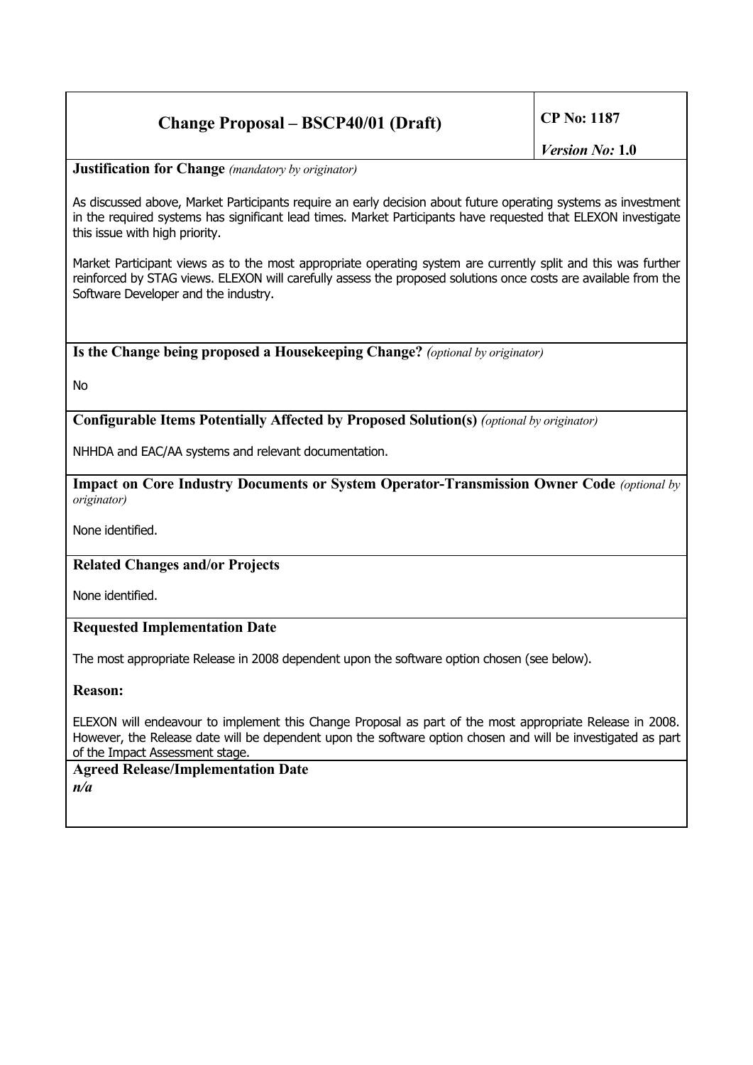| Change Proposal – BSCP40/01 (Draft) | CP No: 1187 *Version No:* 1.0 |
|---|---|

**Justification for Change** *(mandatory by originator)*

As discussed above, Market Participants require an early decision about future operating systems as investment in the required systems has significant lead times. Market Participants have requested that ELEXON investigate this issue with high priority.

Market Participant views as to the most appropriate operating system are currently split and this was further reinforced by STAG views. ELEXON will carefully assess the proposed solutions once costs are available from the Software Developer and the industry.

**Is the Change being proposed a Housekeeping Change?** *(optional by originator)*

No

**Configurable Items Potentially Affected by Proposed Solution(s)** *(optional by originator)*

NHHDA and EAC/AA systems and relevant documentation.

**Impact on Core Industry Documents or System Operator-Transmission Owner Code** *(optional by originator)*

None identified.

**Related Changes and/or Projects**

None identified.

**Requested Implementation Date**

The most appropriate Release in 2008 dependent upon the software option chosen (see below).

**Reason:**

ELEXON will endeavour to implement this Change Proposal as part of the most appropriate Release in 2008. However, the Release date will be dependent upon the software option chosen and will be investigated as part of the Impact Assessment stage.

**Agreed Release/Implementation Date**

***n/a***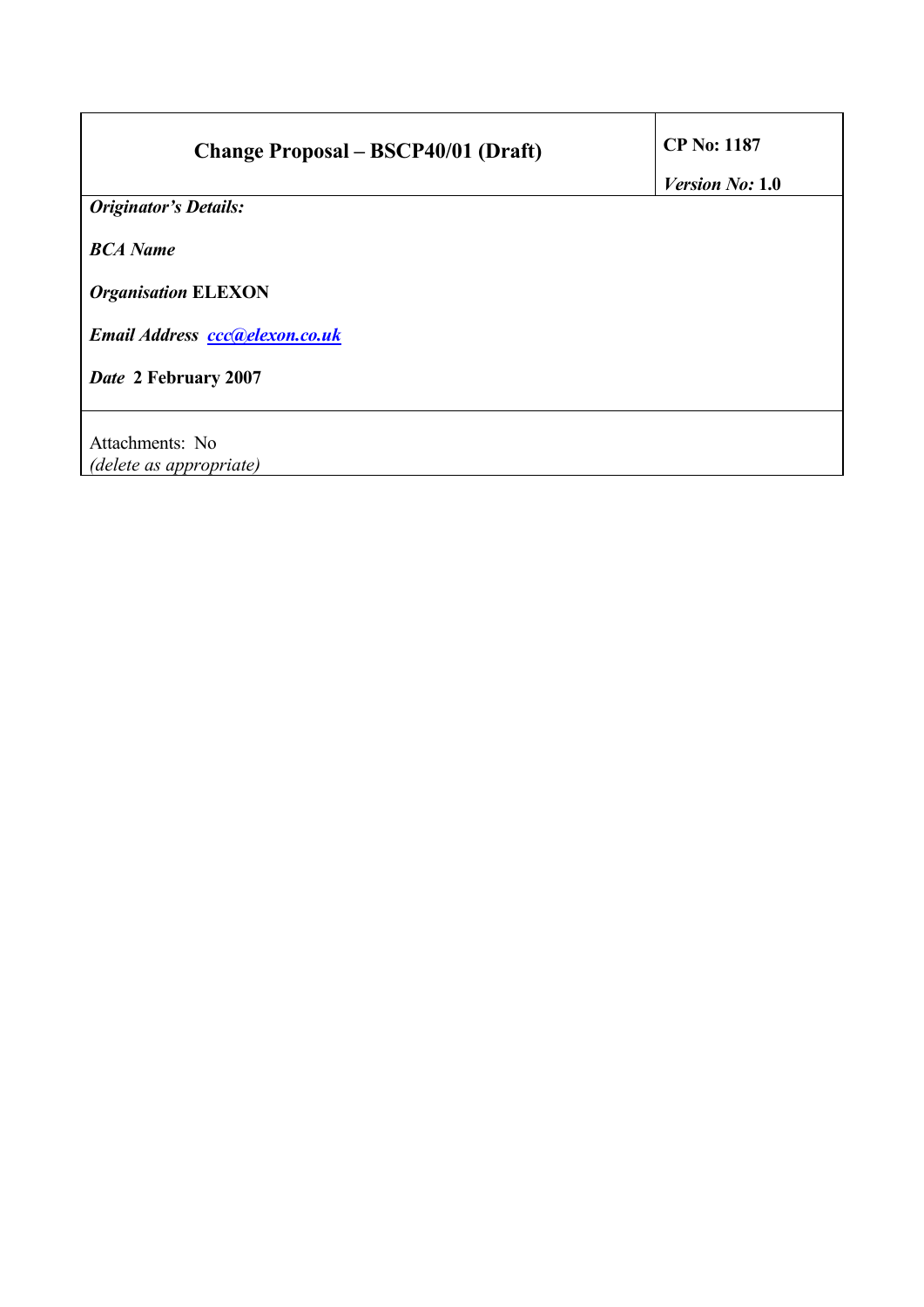| Change Proposal – BSCP40/01 (Draft) | **CP No: 1187**<br>***Version No:* 1.0** |
|---|---|

***Originator's Details:***

***BCA Name***

***Organisation* ELEXON**

***Email Address* [ccc@elexon.co.uk](mailto:ccc@elexon.co.uk)**

***Date* 2 February 2007**

Attachments: No
*(delete as appropriate)*